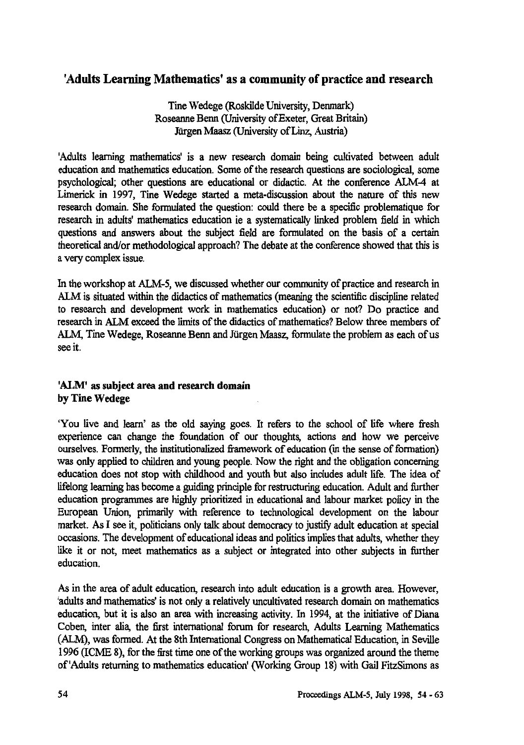# 'Adults Learning Mathematics' as a community of practice and research

Tine Wedege (Roskilde University, Denmark)
Roseanne Benn (University of Exeter, Great Britain)
Jürgen Maasz (University of Linz, Austria)

'Adults learning mathematics' is a new research domain being cultivated between adult education and mathematics education. Some of the research questions are sociological, some psychological; other questions are educational or didactic. At the conference ALM-4 at Limerick in 1997, Tine Wedege started a meta-discussion about the nature of this new research domain. She formulated the question: could there be a specific problematique for research in adults' mathematics education ie a systematically linked problem field in which questions and answers about the subject field are formulated on the basis of a certain theoretical and/or methodological approach? The debate at the conference showed that this is a very complex issue.

In the workshop at ALM-5, we discussed whether our community of practice and research in ALM is situated within the didactics of mathematics (meaning the scientific discipline related to research and development work in mathematics education) or not? Do practice and research in ALM exceed the limits of the didactics of mathematics? Below three members of ALM, Tine Wedege, Roseanne Benn and Jürgen Maasz, formulate the problem as each of us see it.

## 'ALM' as subject area and research domain
## by Tine Wedege

'You live and learn' as the old saying goes. It refers to the school of life where fresh experience can change the foundation of our thoughts, actions and how we perceive ourselves. Formerly, the institutionalized framework of education (in the sense of formation) was only applied to children and young people. Now the right and the obligation concerning education does not stop with childhood and youth but also includes adult life. The idea of lifelong learning has become a guiding principle for restructuring education. Adult and further education programmes are highly prioritized in educational and labour market policy in the European Union, primarily with reference to technological development on the labour market. As I see it, politicians only talk about democracy to justify adult education at special occasions. The development of educational ideas and politics implies that adults, whether they like it or not, meet mathematics as a subject or integrated into other subjects in further education.

As in the area of adult education, research into adult education is a growth area. However, 'adults and mathematics' is not only a relatively uncultivated research domain on mathematics education, but it is also an area with increasing activity. In 1994, at the initiative of Diana Coben, inter alia, the first international forum for research, Adults Learning Mathematics (ALM), was formed. At the 8th International Congress on Mathematical Education, in Seville 1996 (ICME 8), for the first time one of the working groups was organized around the theme of 'Adults returning to mathematics education' (Working Group 18) with Gail FitzSimons as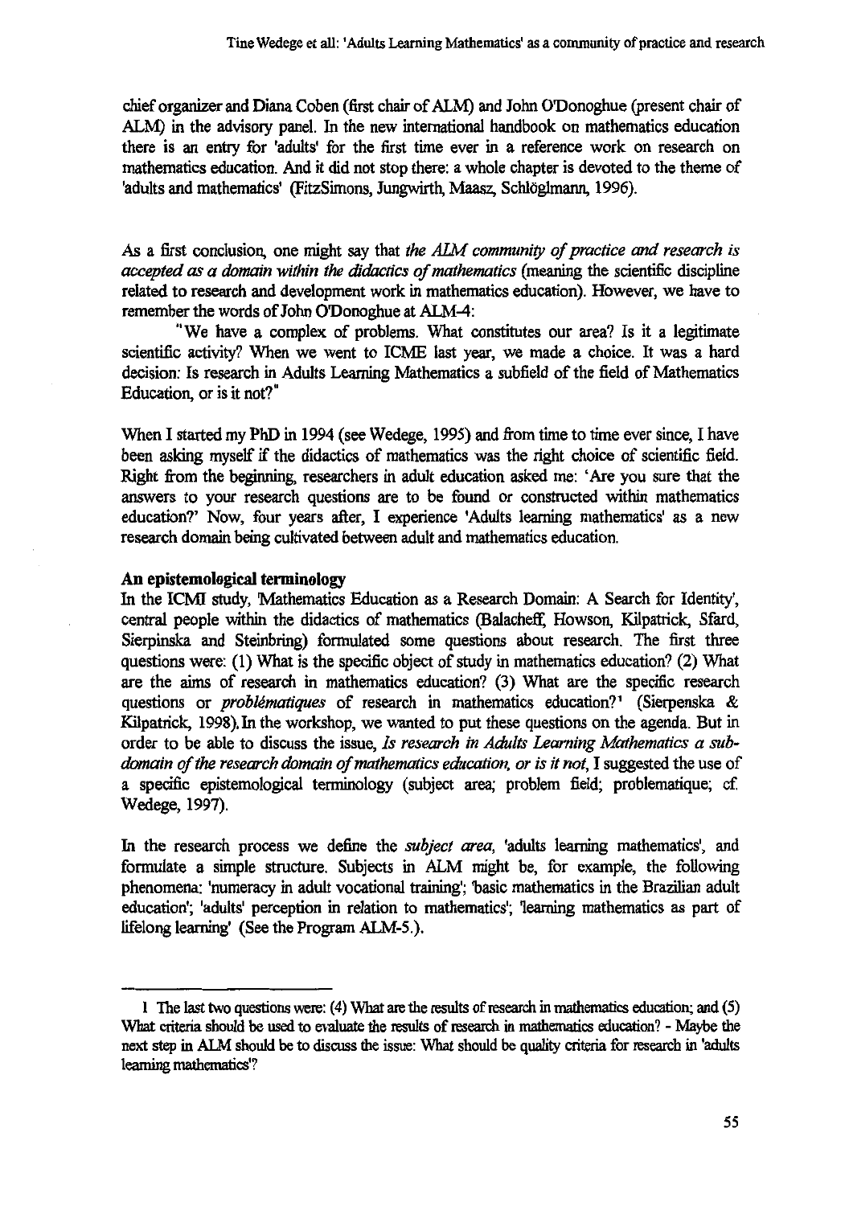chief organizer and Diana Coben (first chair of ALM) and John O'Donoghue (present chair of ALM) in the advisory panel. In the new international handbook on mathematics education there is an entry for 'adults' for the first time ever in a reference work on research on mathematics education. And it did not stop there: a whole chapter is devoted to the theme of 'adults and mathematics' (FitzSimons, Jungwirth, Maasz, Schlöglmann, 1996).

As a first conclusion, one might say that *the ALM community of practice and research is accepted as a domain within the didactics of mathematics* (meaning the scientific discipline related to research and development work in mathematics education). However, we have to remember the words of John O'Donoghue at ALM-4:

"We have a complex of problems. What constitutes our area? Is it a legitimate scientific activity? When we went to ICME last year, we made a choice. It was a hard decision: Is research in Adults Learning Mathematics a subfield of the field of Mathematics Education, or is it not?"

When I started my PhD in 1994 (see Wedege, 1995) and from time to time ever since, I have been asking myself if the didactics of mathematics was the right choice of scientific field. Right from the beginning, researchers in adult education asked me: 'Are you sure that the answers to your research questions are to be found or constructed within mathematics education?' Now, four years after, I experience 'Adults learning mathematics' as a new research domain being cultivated between adult and mathematics education.

## An epistemological terminology

In the ICMI study, 'Mathematics Education as a Research Domain: A Search for Identity', central people within the didactics of mathematics (Balacheff, Howson, Kilpatrick, Sfard, Sierpinska and Steinbring) formulated some questions about research. The first three questions were: (1) What is the specific object of study in mathematics education? (2) What are the aims of research in mathematics education? (3) What are the specific research questions or *problématiques* of research in mathematics education?[1] (Sierpenska & Kilpatrick, 1998). In the workshop, we wanted to put these questions on the agenda. But in order to be able to discuss the issue, *Is research in Adults Learning Mathematics a sub-domain of the research domain of mathematics education, or is it not*, I suggested the use of a specific epistemological terminology (subject area; problem field; problematique; cf. Wedege, 1997).

In the research process we define the *subject area*, 'adults learning mathematics', and formulate a simple structure. Subjects in ALM might be, for example, the following phenomena: 'numeracy in adult vocational training'; 'basic mathematics in the Brazilian adult education'; 'adults' perception in relation to mathematics'; 'learning mathematics as part of lifelong learning' (See the Program ALM-5.).

---

1 The last two questions were: (4) What are the results of research in mathematics education; and (5) What criteria should be used to evaluate the results of research in mathematics education? - Maybe the next step in ALM should be to discuss the issue: What should be quality criteria for research in 'adults learning mathematics'?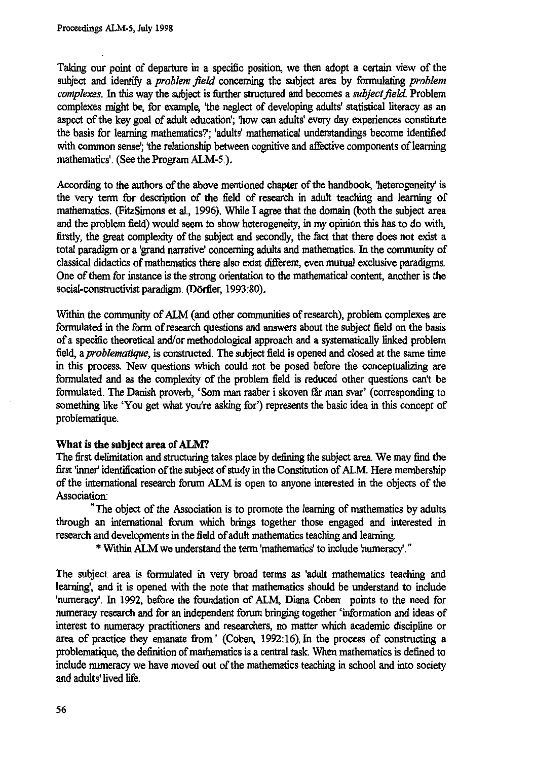Taking our point of departure in a specific position, we then adopt a certain view of the subject and identify a *problem field* concerning the subject area by formulating *problem complexes*. In this way the subject is further structured and becomes a *subject field*. Problem complexes might be, for example, 'the neglect of developing adults' statistical literacy as an aspect of the key goal of adult education'; 'how can adults' every day experiences constitute the basis for learning mathematics?'; 'adults' mathematical understandings become identified with common sense'; 'the relationship between cognitive and affective components of learning mathematics'. (See the Program ALM-5 ).

According to the authors of the above mentioned chapter of the handbook, 'heterogeneity' is the very term for description of the field of research in adult teaching and learning of mathematics. (FitzSimons et al., 1996). While I agree that the domain (both the subject area and the problem field) would seem to show heterogeneity, in my opinion this has to do with, firstly, the great complexity of the subject and secondly, the fact that there does not exist a total paradigm or a 'grand narrative' concerning adults and mathematics. In the community of classical didactics of mathematics there also exist different, even mutual exclusive paradigms. One of them for instance is the strong orientation to the mathematical content, another is the social-constructivist paradigm. (Dörfler, 1993:80).

Within the community of ALM (and other communities of research), problem complexes are formulated in the form of research questions and answers about the subject field on the basis of a specific theoretical and/or methodological approach and a systematically linked problem field, a *problematique*, is constructed. The subject field is opened and closed at the same time in this process. New questions which could not be posed before the conceptualizing are formulated and as the complexity of the problem field is reduced other questions can't be formulated. The Danish proverb, 'Som man raaber i skoven får man svar' (corresponding to something like 'You get what you're asking for') represents the basic idea in this concept of problematique.

**What is the subject area of ALM?**

The first delimitation and structuring takes place by defining the subject area. We may find the first 'inner' identification of the subject of study in the Constitution of ALM. Here membership of the international research forum ALM is open to anyone interested in the objects of the Association:

"The object of the Association is to promote the learning of mathematics by adults through an international forum which brings together those engaged and interested in research and developments in the field of adult mathematics teaching and learning.

\* Within ALM we understand the term 'mathematics' to include 'numeracy'."

The subject area is formulated in very broad terms as 'adult mathematics teaching and learning', and it is opened with the note that mathematics should be understand to include 'numeracy'. In 1992, before the foundation of ALM, Diana Coben points to the need for numeracy research and for an independent forum bringing together 'information and ideas of interest to numeracy practitioners and researchers, no matter which academic discipline or area of practice they emanate from.' (Coben, 1992:16). In the process of constructing a problematique, the definition of mathematics is a central task. When mathematics is defined to include numeracy we have moved out of the mathematics teaching in school and into society and adults' lived life.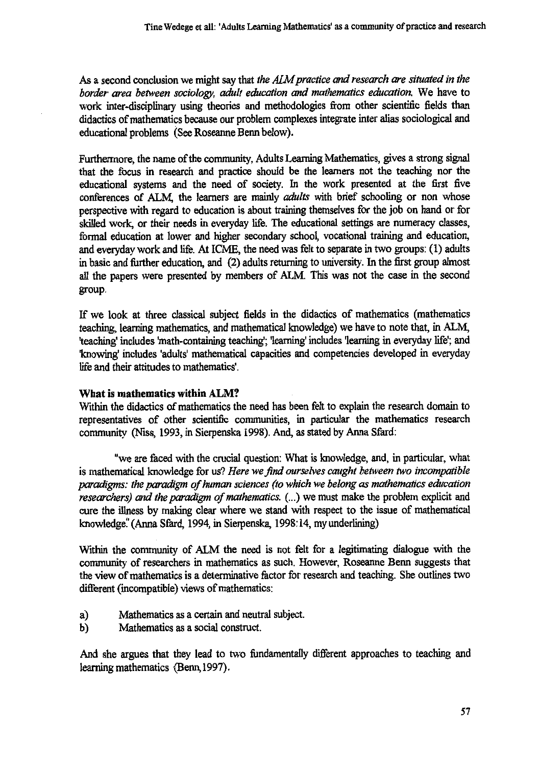As a second conclusion we might say that *the ALM practice and research are situated in the border area between sociology, adult education and mathematics education.* We have to work inter-disciplinary using theories and methodologies from other scientific fields than didactics of mathematics because our problem complexes integrate inter alias sociological and educational problems (See Roseanne Benn below).

Furthermore, the name of the community, Adults Learning Mathematics, gives a strong signal that the focus in research and practice should be the learners not the teaching nor the educational systems and the need of society. In the work presented at the first five conferences of ALM, the learners are mainly *adults* with brief schooling or non whose perspective with regard to education is about training themselves for the job on hand or for skilled work, or their needs in everyday life. The educational settings are numeracy classes, formal education at lower and higher secondary school, vocational training and education, and everyday work and life. At ICME, the need was felt to separate in two groups: (1) adults in basic and further education, and (2) adults returning to university. In the first group almost all the papers were presented by members of ALM. This was not the case in the second group.

If we look at three classical subject fields in the didactics of mathematics (mathematics teaching, learning mathematics, and mathematical knowledge) we have to note that, in ALM, 'teaching' includes 'math-containing teaching'; 'learning' includes 'learning in everyday life'; and 'knowing' includes 'adults' mathematical capacities and competencies developed in everyday life and their attitudes to mathematics'.

**What is mathematics within ALM?**

Within the didactics of mathematics the need has been felt to explain the research domain to representatives of other scientific communities, in particular the mathematics research community (Niss, 1993, in Sierpenska 1998). And, as stated by Anna Sfard:

> "we are faced with the crucial question: What is knowledge, and, in particular, what is mathematical knowledge for us? *Here we find ourselves caught between two incompatible paradigms: the paradigm of human sciences (to which we belong as mathematics education researchers) and the paradigm of mathematics.* (...) we must make the problem explicit and cure the illness by making clear where we stand with respect to the issue of mathematical knowledge." (Anna Sfard, 1994, in Sierpenska, 1998:14, my underlining)

Within the community of ALM the need is not felt for a legitimating dialogue with the community of researchers in mathematics as such. However, Roseanne Benn suggests that the view of mathematics is a determinative factor for research and teaching. She outlines two different (incompatible) views of mathematics:

a) Mathematics as a certain and neutral subject.
b) Mathematics as a social construct.

And she argues that they lead to two fundamentally different approaches to teaching and learning mathematics (Benn, 1997).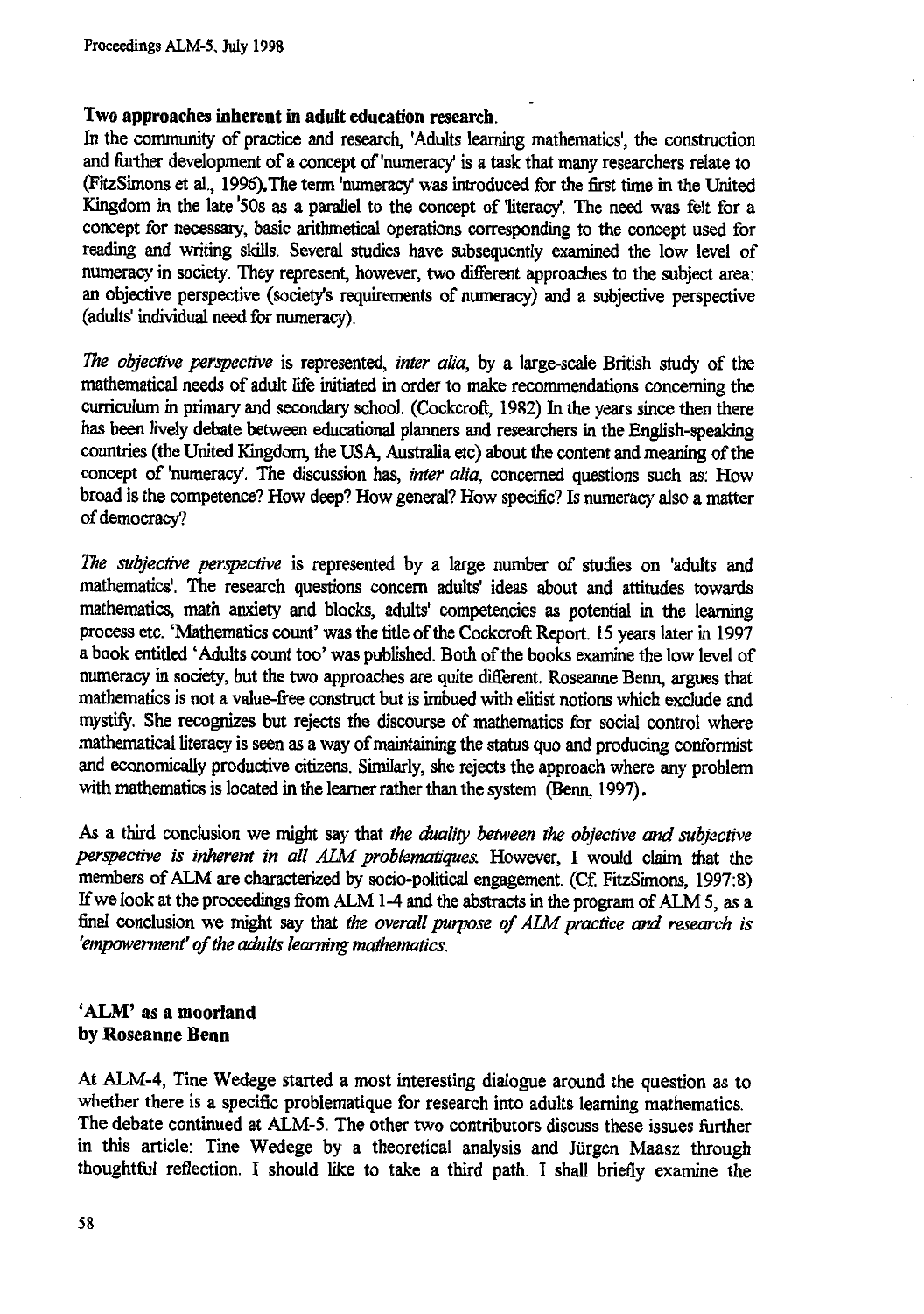**Two approaches inherent in adult education research.**

In the community of practice and research, 'Adults learning mathematics', the construction and further development of a concept of 'numeracy' is a task that many researchers relate to (FitzSimons et al., 1996).The term 'numeracy' was introduced for the first time in the United Kingdom in the late '50s as a parallel to the concept of 'literacy'. The need was felt for a concept for necessary, basic arithmetical operations corresponding to the concept used for reading and writing skills. Several studies have subsequently examined the low level of numeracy in society. They represent, however, two different approaches to the subject area: an objective perspective (society's requirements of numeracy) and a subjective perspective (adults' individual need for numeracy).

*The objective perspective* is represented, *inter alia*, by a large-scale British study of the mathematical needs of adult life initiated in order to make recommendations concerning the curriculum in primary and secondary school. (Cockcroft, 1982) In the years since then there has been lively debate between educational planners and researchers in the English-speaking countries (the United Kingdom, the USA, Australia etc) about the content and meaning of the concept of 'numeracy'. The discussion has, *inter alia*, concerned questions such as: How broad is the competence? How deep? How general? How specific? Is numeracy also a matter of democracy?

*The subjective perspective* is represented by a large number of studies on 'adults and mathematics'. The research questions concern adults' ideas about and attitudes towards mathematics, math anxiety and blocks, adults' competencies as potential in the learning process etc. 'Mathematics count' was the title of the Cockcroft Report. 15 years later in 1997 a book entitled 'Adults count too' was published. Both of the books examine the low level of numeracy in society, but the two approaches are quite different. Roseanne Benn, argues that mathematics is not a value-free construct but is imbued with elitist notions which exclude and mystify. She recognizes but rejects the discourse of mathematics for social control where mathematical literacy is seen as a way of maintaining the status quo and producing conformist and economically productive citizens. Similarly, she rejects the approach where any problem with mathematics is located in the learner rather than the system (Benn, 1997).

As a third conclusion we might say that *the duality between the objective and subjective perspective is inherent in all ALM problematiques.* However, I would claim that the members of ALM are characterized by socio-political engagement. (Cf. FitzSimons, 1997:8) If we look at the proceedings from ALM 1-4 and the abstracts in the program of ALM 5, as a final conclusion we might say that *the overall purpose of ALM practice and research is 'empowerment' of the adults learning mathematics.*

## 'ALM' as a moorland
**by Roseanne Benn**

At ALM-4, Tine Wedege started a most interesting dialogue around the question as to whether there is a specific problematique for research into adults learning mathematics. The debate continued at ALM-5. The other two contributors discuss these issues further in this article: Tine Wedege by a theoretical analysis and Jürgen Maasz through thoughtful reflection. I should like to take a third path. I shall briefly examine the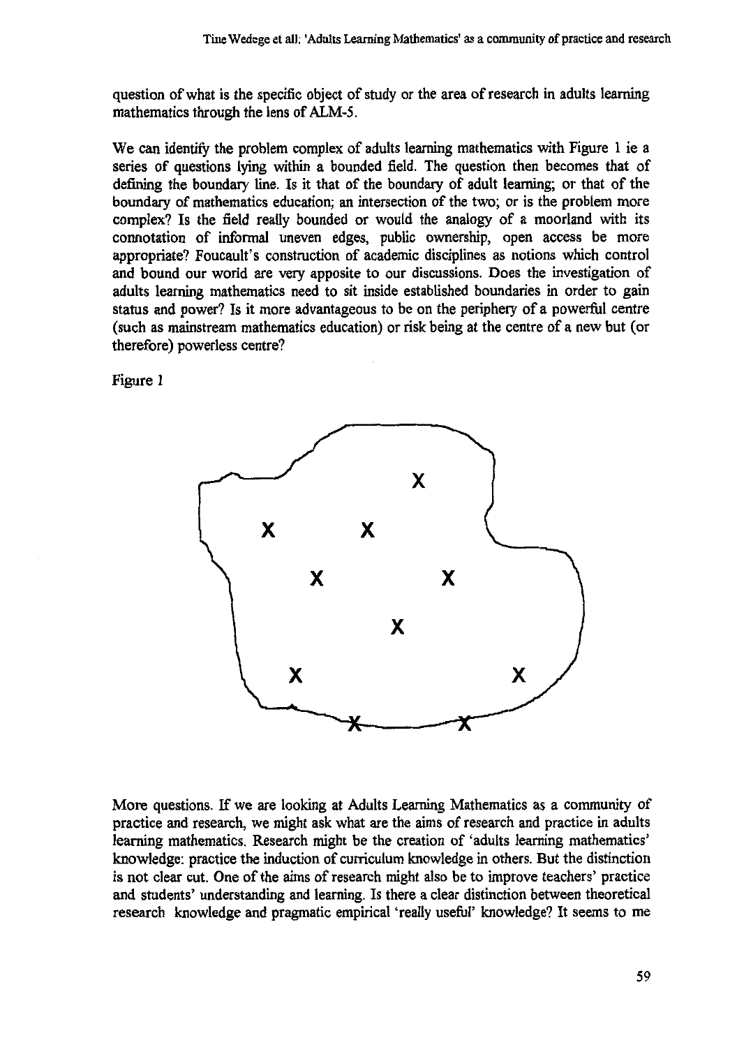question of what is the specific object of study or the area of research in adults learning mathematics through the lens of ALM-5.

We can identify the problem complex of adults learning mathematics with Figure 1 ie a series of questions lying within a bounded field. The question then becomes that of defining the boundary line. Is it that of the boundary of adult learning; or that of the boundary of mathematics education; an intersection of the two; or is the problem more complex? Is the field really bounded or would the analogy of a moorland with its connotation of informal uneven edges, public ownership, open access be more appropriate? Foucault's construction of academic disciplines as notions which control and bound our world are very apposite to our discussions. Does the investigation of adults learning mathematics need to sit inside established boundaries in order to gain status and power? Is it more advantageous to be on the periphery of a powerful centre (such as mainstream mathematics education) or risk being at the centre of a new but (or therefore) powerless centre?

Figure 1

More questions. If we are looking at Adults Learning Mathematics as a community of practice and research, we might ask what are the aims of research and practice in adults learning mathematics. Research might be the creation of 'adults learning mathematics' knowledge: practice the induction of curriculum knowledge in others. But the distinction is not clear cut. One of the aims of research might also be to improve teachers' practice and students' understanding and learning. Is there a clear distinction between theoretical research knowledge and pragmatic empirical 'really useful' knowledge? It seems to me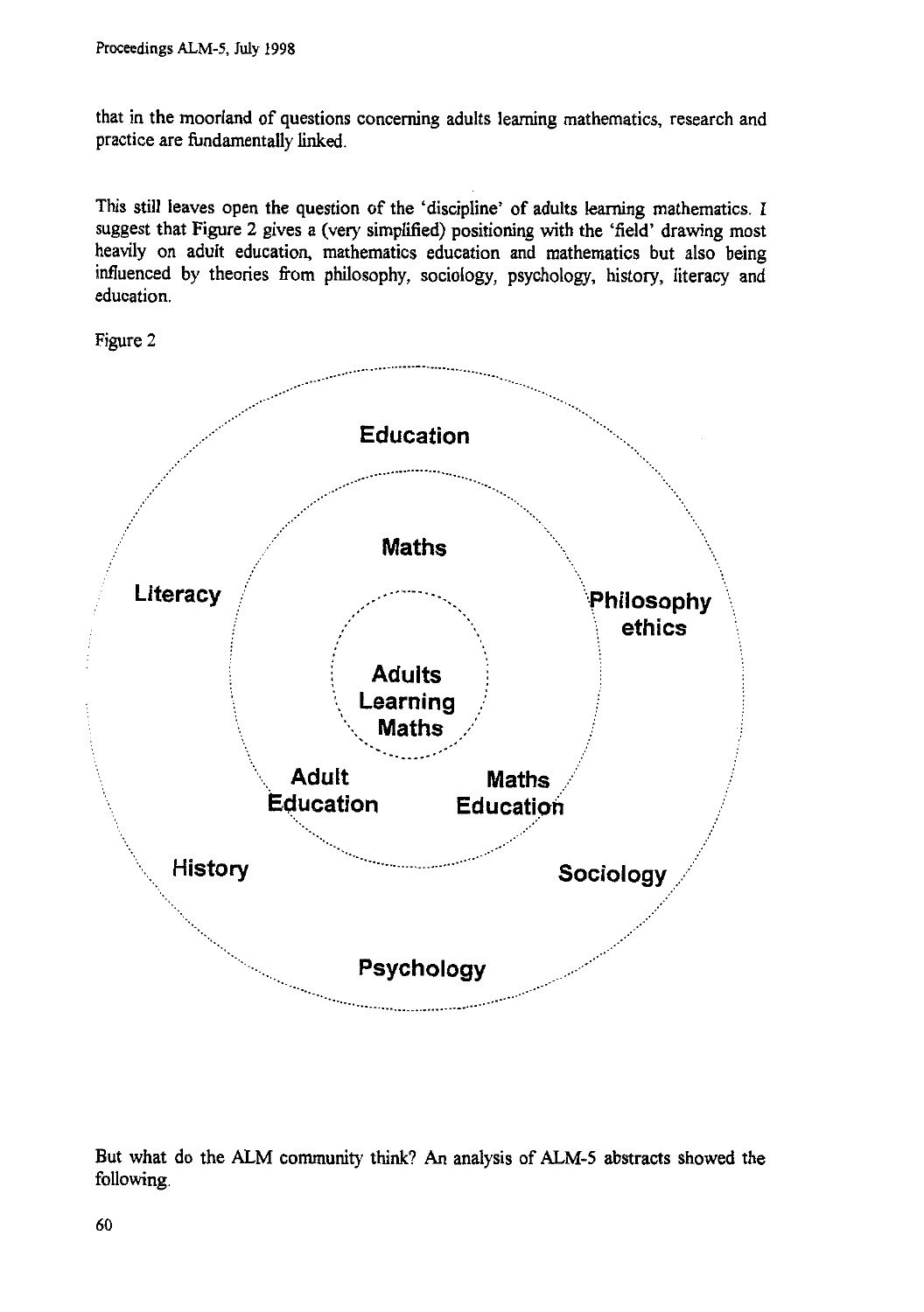that in the moorland of questions concerning adults learning mathematics, research and practice are fundamentally linked.

This still leaves open the question of the 'discipline' of adults learning mathematics. I suggest that Figure 2 gives a (very simplified) positioning with the 'field' drawing most heavily on adult education, mathematics education and mathematics but also being influenced by theories from philosophy, sociology, psychology, history, literacy and education.

Figure 2

Education

Maths

Literacy

Philosophy ethics

Adults Learning Maths

Adult Education

Maths Education

History

Sociology

Psychology

But what do the ALM community think? An analysis of ALM-5 abstracts showed the following.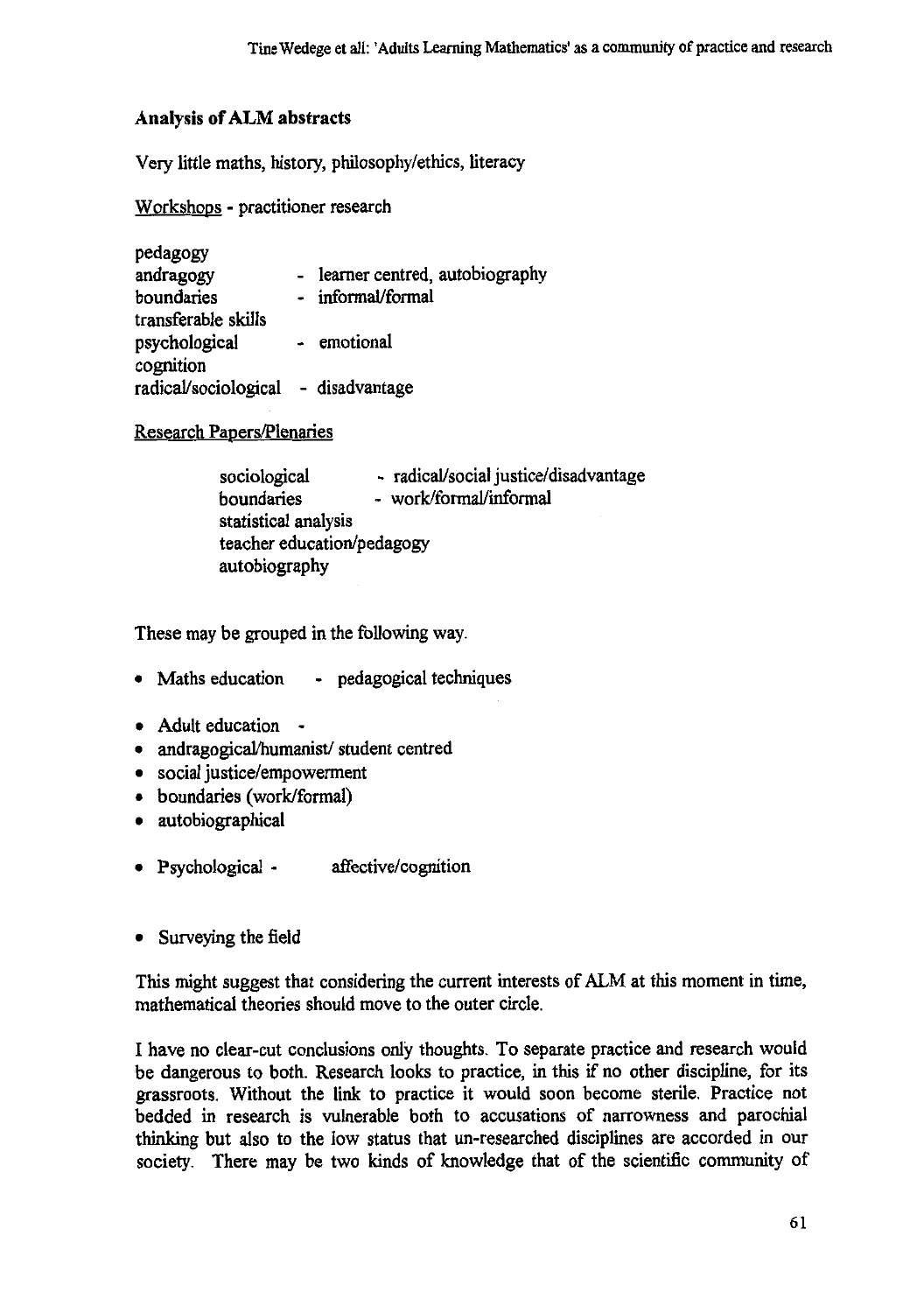### Analysis of ALM abstracts

Very little maths, history, philosophy/ethics, literacy

Workshops - practitioner research

pedagogy
andragogy - learner centred, autobiography
boundaries - informal/formal
transferable skills
psychological - emotional
cognition
radical/sociological - disadvantage

Research Papers/Plenaries

sociological - radical/social justice/disadvantage
boundaries - work/formal/informal
statistical analysis
teacher education/pedagogy
autobiography

These may be grouped in the following way.

- Maths education - pedagogical techniques

- Adult education -
- andragogical/humanist/ student centred
- social justice/empowerment
- boundaries (work/formal)
- autobiographical

- Psychological - affective/cognition

- Surveying the field

This might suggest that considering the current interests of ALM at this moment in time, mathematical theories should move to the outer circle.

I have no clear-cut conclusions only thoughts. To separate practice and research would be dangerous to both. Research looks to practice, in this if no other discipline, for its grassroots. Without the link to practice it would soon become sterile. Practice not bedded in research is vulnerable both to accusations of narrowness and parochial thinking but also to the low status that un-researched disciplines are accorded in our society. There may be two kinds of knowledge that of the scientific community of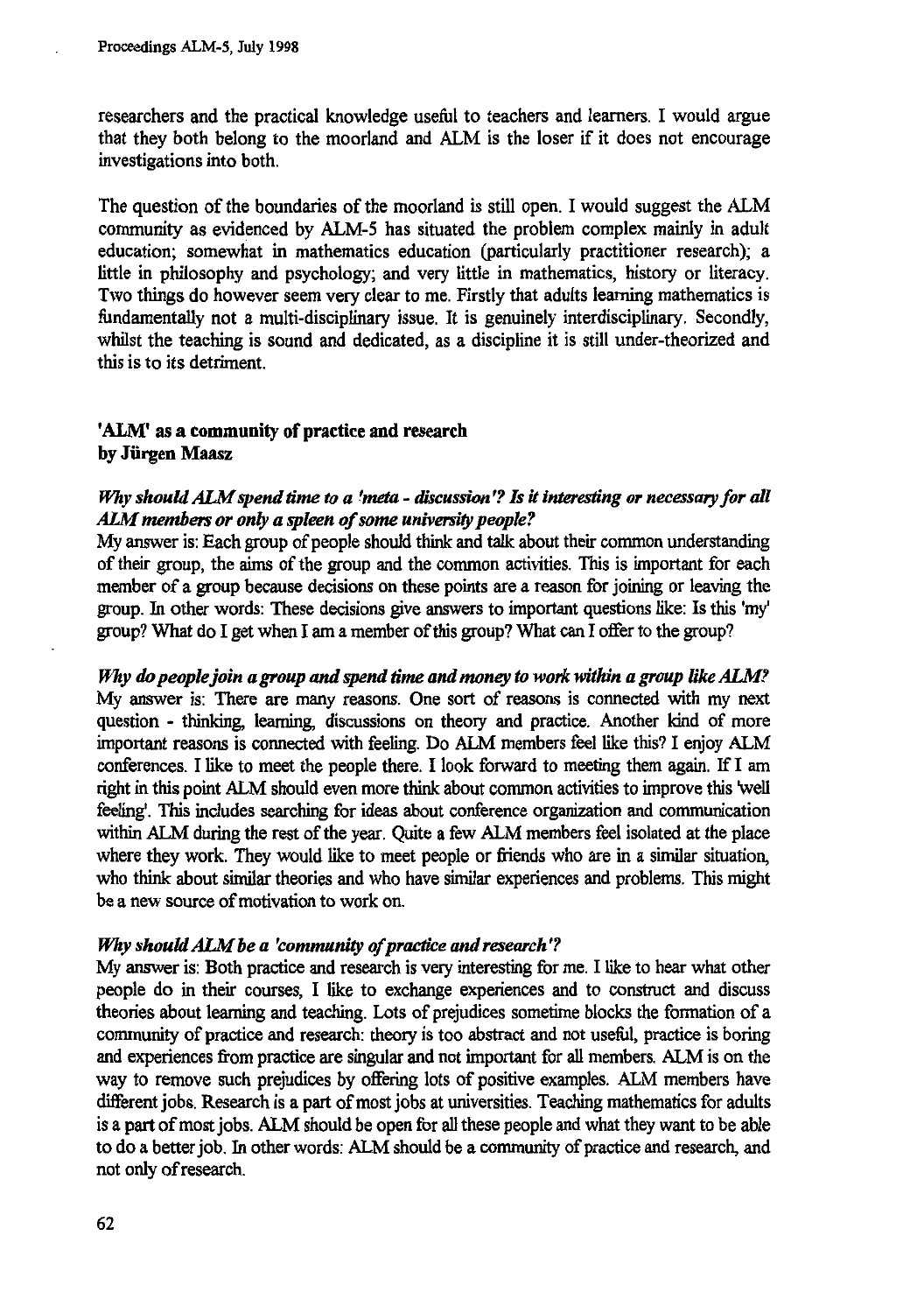researchers and the practical knowledge useful to teachers and learners. I would argue that they both belong to the moorland and ALM is the loser if it does not encourage investigations into both.

The question of the boundaries of the moorland is still open. I would suggest the ALM community as evidenced by ALM-5 has situated the problem complex mainly in adult education; somewhat in mathematics education (particularly practitioner research); a little in philosophy and psychology; and very little in mathematics, history or literacy. Two things do however seem very clear to me. Firstly that adults learning mathematics is fundamentally not a multi-disciplinary issue. It is genuinely interdisciplinary. Secondly, whilst the teaching is sound and dedicated, as a discipline it is still under-theorized and this is to its detriment.

## 'ALM' as a community of practice and research
**by Jürgen Maasz**

***Why should ALM spend time to a 'meta - discussion'? Is it interesting or necessary for all ALM members or only a spleen of some university people?***

My answer is: Each group of people should think and talk about their common understanding of their group, the aims of the group and the common activities. This is important for each member of a group because decisions on these points are a reason for joining or leaving the group. In other words: These decisions give answers to important questions like: Is this 'my' group? What do I get when I am a member of this group? What can I offer to the group?

***Why do people join a group and spend time and money to work within a group like ALM?***

My answer is: There are many reasons. One sort of reasons is connected with my next question - thinking, learning, discussions on theory and practice. Another kind of more important reasons is connected with feeling. Do ALM members feel like this? I enjoy ALM conferences. I like to meet the people there. I look forward to meeting them again. If I am right in this point ALM should even more think about common activities to improve this 'well feeling'. This includes searching for ideas about conference organization and communication within ALM during the rest of the year. Quite a few ALM members feel isolated at the place where they work. They would like to meet people or friends who are in a similar situation, who think about similar theories and who have similar experiences and problems. This might be a new source of motivation to work on.

***Why should ALM be a 'community of practice and research'?***

My answer is: Both practice and research is very interesting for me. I like to hear what other people do in their courses, I like to exchange experiences and to construct and discuss theories about learning and teaching. Lots of prejudices sometime blocks the formation of a community of practice and research: theory is too abstract and not useful, practice is boring and experiences from practice are singular and not important for all members. ALM is on the way to remove such prejudices by offering lots of positive examples. ALM members have different jobs. Research is a part of most jobs at universities. Teaching mathematics for adults is a part of most jobs. ALM should be open for all these people and what they want to be able to do a better job. In other words: ALM should be a community of practice and research, and not only of research.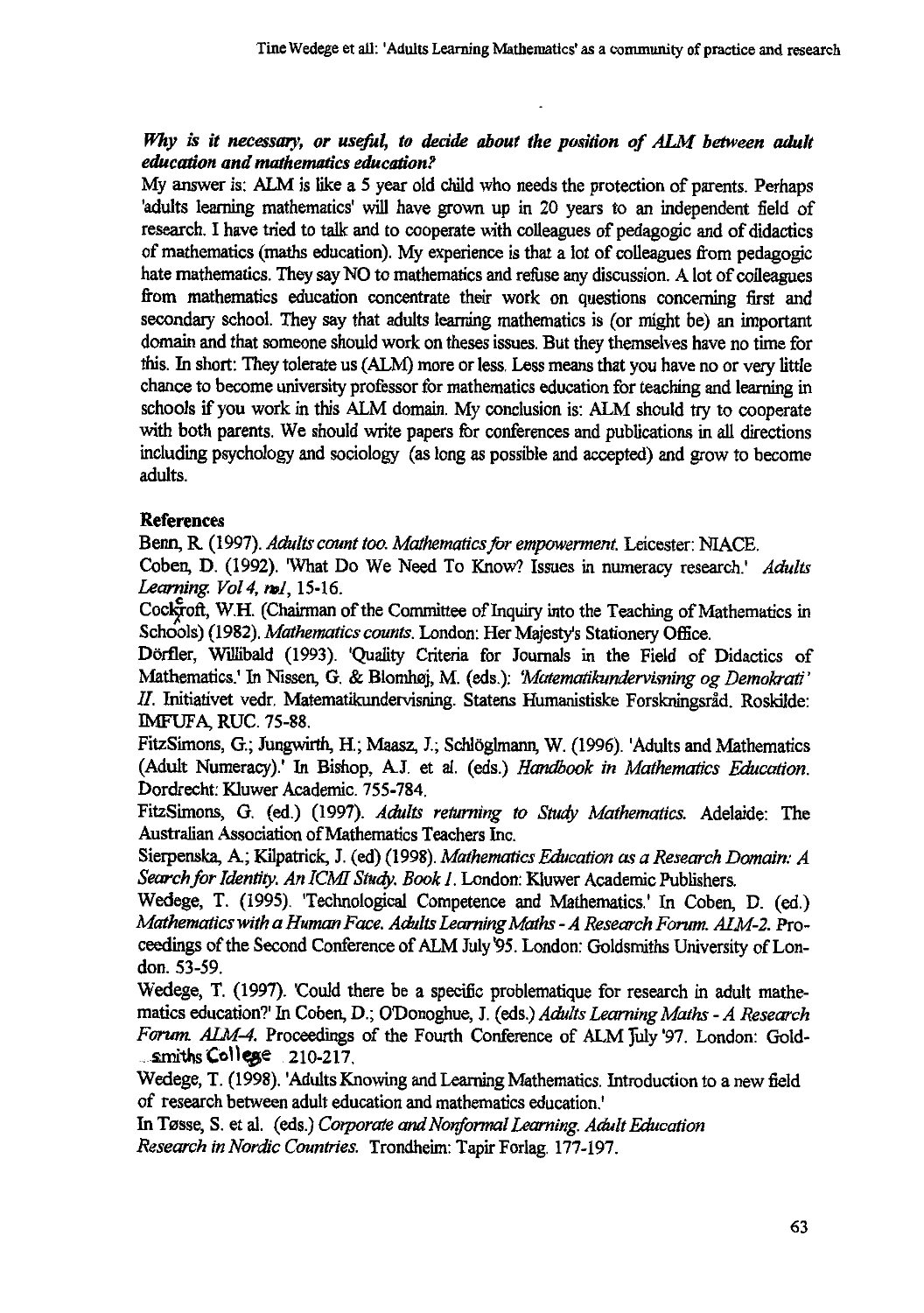***Why is it necessary, or useful, to decide about the position of ALM between adult education and mathematics education?***

My answer is: ALM is like a 5 year old child who needs the protection of parents. Perhaps 'adults learning mathematics' will have grown up in 20 years to an independent field of research. I have tried to talk and to cooperate with colleagues of pedagogic and of didactics of mathematics (maths education). My experience is that a lot of colleagues from pedagogic hate mathematics. They say NO to mathematics and refuse any discussion. A lot of colleagues from mathematics education concentrate their work on questions concerning first and secondary school. They say that adults learning mathematics is (or might be) an important domain and that someone should work on theses issues. But they themselves have no time for this. In short: They tolerate us (ALM) more or less. Less means that you have no or very little chance to become university professor for mathematics education for teaching and learning in schools if you work in this ALM domain. My conclusion is: ALM should try to cooperate with both parents. We should write papers for conferences and publications in all directions including psychology and sociology (as long as possible and accepted) and grow to become adults.

**References**

Benn, R. (1997). *Adults count too. Mathematics for empowerment.* Leicester: NIACE.

Coben, D. (1992). 'What Do We Need To Know? Issues in numeracy research.' *Adults Learning. Vol 4, no1*, 15-16.

Cockcroft, W.H. (Chairman of the Committee of Inquiry into the Teaching of Mathematics in Schools) (1982). *Mathematics counts.* London: Her Majesty's Stationery Office.

Dörfler, Willibald (1993). 'Quality Criteria for Journals in the Field of Didactics of Mathematics.' In Nissen, G. & Blomhøj, M. (eds.): *'Matematikundervisning og Demokrati' II.* Initiativet vedr. Matematikundervisning. Statens Humanistiske Forskningsråd. Roskilde: IMFUFA, RUC. 75-88.

FitzSimons, G.; Jungwirth, H.; Maasz, J.; Schlöglmann, W. (1996). 'Adults and Mathematics (Adult Numeracy).' In Bishop, A.J. et al. (eds.) *Handbook in Mathematics Education.* Dordrecht: Kluwer Academic. 755-784.

FitzSimons, G. (ed.) (1997). *Adults returning to Study Mathematics.* Adelaide: The Australian Association of Mathematics Teachers Inc.

Sierpenska, A.; Kilpatrick, J. (ed) (1998). *Mathematics Education as a Research Domain: A Search for Identity. An ICMI Study. Book 1.* London: Kluwer Academic Publishers.

Wedege, T. (1995). 'Technological Competence and Mathematics.' In Coben, D. (ed.) *Mathematics with a Human Face. Adults Learning Maths - A Research Forum. ALM-2.* Proceedings of the Second Conference of ALM July '95. London: Goldsmiths University of London. 53-59.

Wedege, T. (1997). 'Could there be a specific problematique for research in adult mathematics education?' In Coben, D.; O'Donoghue, J. (eds.) *Adults Learning Maths - A Research Forum. ALM-4.* Proceedings of the Fourth Conference of ALM July '97. London: Goldsmiths College 210-217.

Wedege, T. (1998). 'Adults Knowing and Learning Mathematics. Introduction to a new field of research between adult education and mathematics education.' In Tøsse, S. et al. (eds.) *Corporate and Nonformal Learning. Adult Education Research in Nordic Countries.* Trondheim: Tapir Forlag. 177-197.